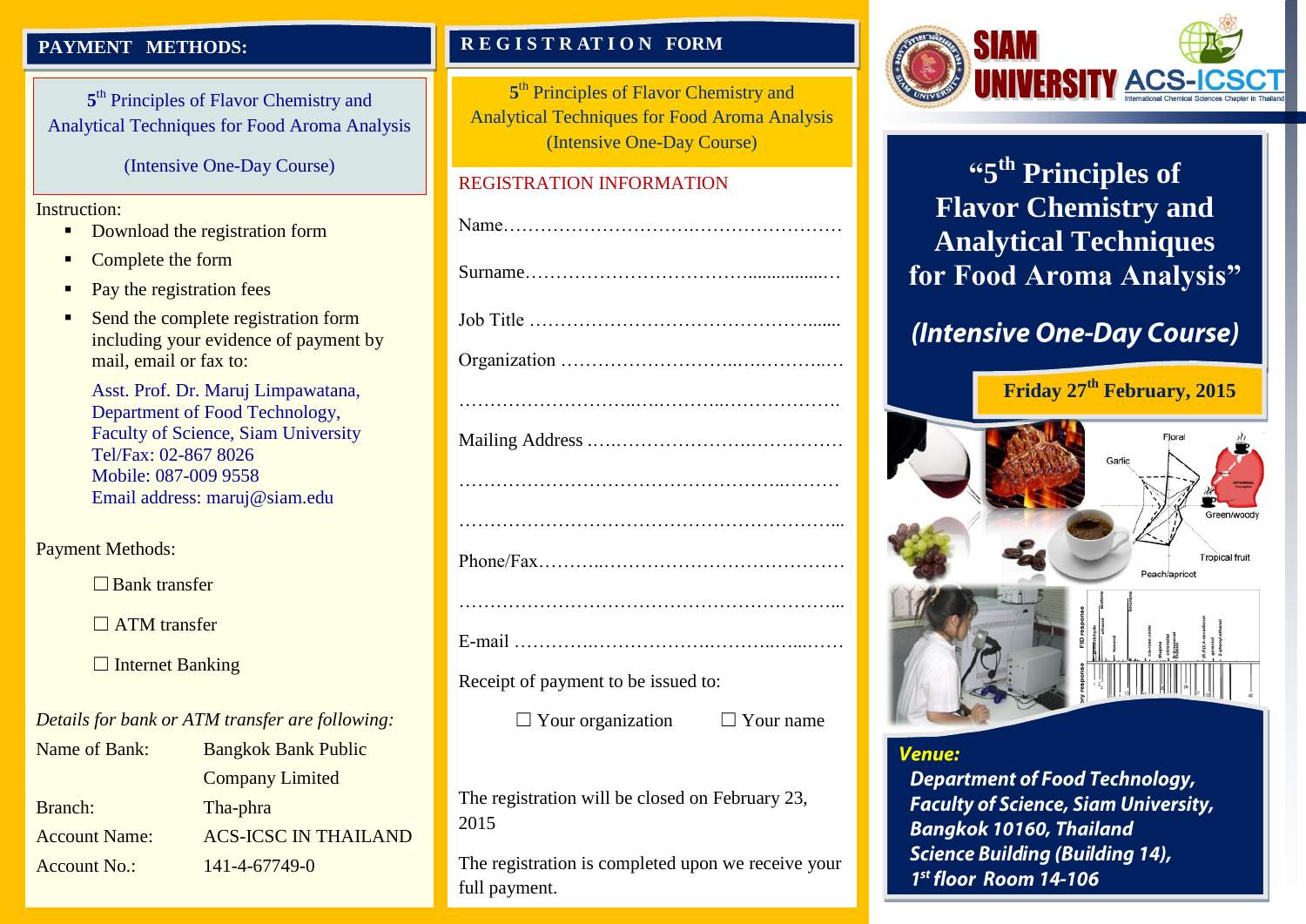## PAYMENT METHODS:

5th Principles of Flavor Chemistry and Analytical Techniques for Food Aroma Analysis

(Intensive One-Day Course)

Instruction:

- Download the registration form
- Complete the form
- Pay the registration fees
- Send the complete registration form including your evidence of payment by mail, email or fax to:

  Asst. Prof. Dr. Maruj Limpawatana,
  Department of Food Technology,
  Faculty of Science, Siam University
  Tel/Fax: 02-867 8026
  Mobile: 087-009 9558
  Email address: maruj@siam.edu

Payment Methods:

☐ Bank transfer

☐ ATM transfer

☐ Internet Banking

*Details for bank or ATM transfer are following:*

| | |
|---|---|
| Name of Bank: | Bangkok Bank Public Company Limited |
| Branch: | Tha-phra |
| Account Name: | ACS-ICSC IN THAILAND |
| Account No.: | 141-4-67749-0 |

## REGISTRATION FORM

5th Principles of Flavor Chemistry and Analytical Techniques for Food Aroma Analysis (Intensive One-Day Course)

REGISTRATION INFORMATION

Name……………………………………………………………

Surname……………………………………………………….

Job Title ………………………………………………………

Organization …………………………………………………

…………………………………………………………………

Mailing Address ………………………………………………

…………………………………………………………………

…………………………………………………………………

Phone/Fax………………………………………………………

…………………………………………………………………

E-mail …………………………………………………………

Receipt of payment to be issued to:

☐ Your organization ☐ Your name

The registration will be closed on February 23, 2015

The registration is completed upon we receive your full payment.

SIAM UNIVERSITY ACS-ICSCT International Chemical Sciences Chapter in Thailand

# "5th Principles of Flavor Chemistry and Analytical Techniques for Food Aroma Analysis"

*(Intensive One-Day Course)*

**Friday 27th February, 2015**

***Venue:***

***Department of Food Technology, Faculty of Science, Siam University, Bangkok 10160, Thailand Science Building (Building 14), 1st floor Room 14-106***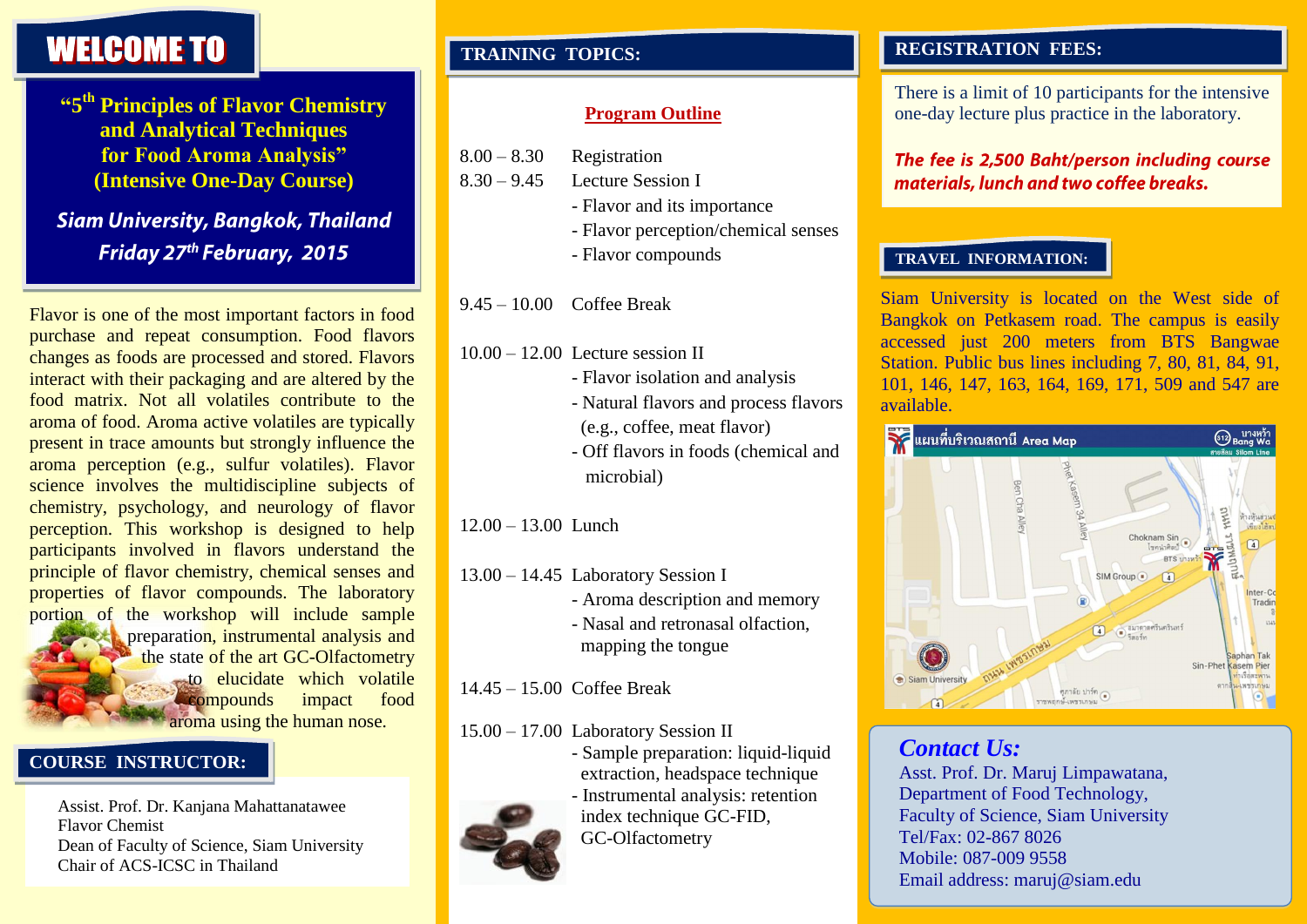# WELCOME TO

## "5th Principles of Flavor Chemistry and Analytical Techniques for Food Aroma Analysis" (Intensive One-Day Course)

***Siam University, Bangkok, Thailand***

***Friday 27th February, 2015***

Flavor is one of the most important factors in food purchase and repeat consumption. Food flavors changes as foods are processed and stored. Flavors interact with their packaging and are altered by the food matrix. Not all volatiles contribute to the aroma of food. Aroma active volatiles are typically present in trace amounts but strongly influence the aroma perception (e.g., sulfur volatiles). Flavor science involves the multidiscipline subjects of chemistry, psychology, and neurology of flavor perception. This workshop is designed to help participants involved in flavors understand the principle of flavor chemistry, chemical senses and properties of flavor compounds. The laboratory portion of the workshop will include sample preparation, instrumental analysis and the state of the art GC-Olfactometry to elucidate which volatile compounds impact food aroma using the human nose.

## COURSE INSTRUCTOR:

Assist. Prof. Dr. Kanjana Mahattanatawee
Flavor Chemist
Dean of Faculty of Science, Siam University
Chair of ACS-ICSC in Thailand

## TRAINING TOPICS:

**Program Outline**

8.00 – 8.30 Registration

8.30 – 9.45 Lecture Session I
- Flavor and its importance
- Flavor perception/chemical senses
- Flavor compounds

9.45 – 10.00 Coffee Break

10.00 – 12.00 Lecture session II
- Flavor isolation and analysis
- Natural flavors and process flavors (e.g., coffee, meat flavor)
- Off flavors in foods (chemical and microbial)

12.00 – 13.00 Lunch

13.00 – 14.45 Laboratory Session I
- Aroma description and memory
- Nasal and retronasal olfaction, mapping the tongue

14.45 – 15.00 Coffee Break

15.00 – 17.00 Laboratory Session II
- Sample preparation: liquid-liquid extraction, headspace technique
- Instrumental analysis: retention index technique GC-FID, GC-Olfactometry

## REGISTRATION FEES:

There is a limit of 10 participants for the intensive one-day lecture plus practice in the laboratory.

***The fee is 2,500 Baht/person including course materials, lunch and two coffee breaks.***

## TRAVEL INFORMATION:

Siam University is located on the West side of Bangkok on Petkasem road. The campus is easily accessed just 200 meters from BTS Bangwae Station. Public bus lines including 7, 80, 81, 84, 91, 101, 146, 147, 163, 164, 169, 171, 509 and 547 are available.

## *Contact Us:*

Asst. Prof. Dr. Maruj Limpawatana,
Department of Food Technology,
Faculty of Science, Siam University
Tel/Fax: 02-867 8026
Mobile: 087-009 9558
Email address: maruj@siam.edu